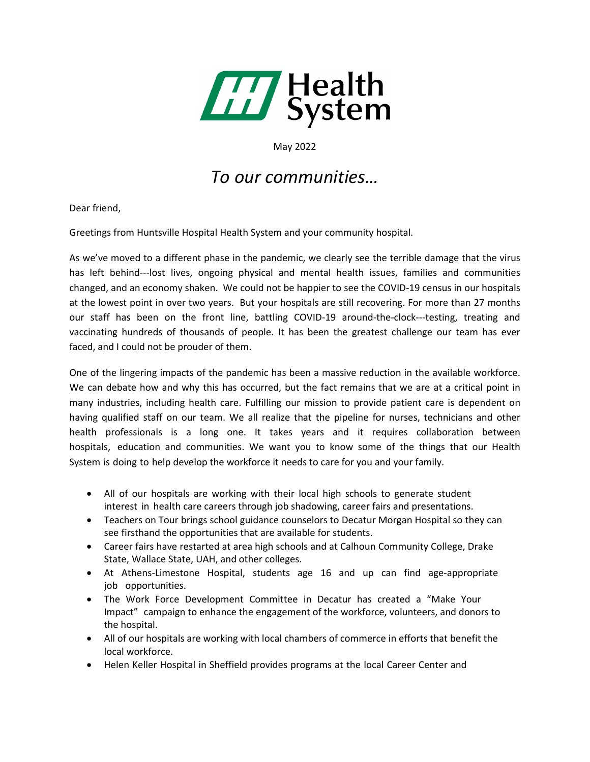HH Health System

May 2022

# *To our communities…*

Dear friend,

Greetings from Huntsville Hospital Health System and your community hospital.

As we've moved to a different phase in the pandemic, we clearly see the terrible damage that the virus has left behind---lost lives, ongoing physical and mental health issues, families and communities changed, and an economy shaken. We could not be happier to see the COVID-19 census in our hospitals at the lowest point in over two years. But your hospitals are still recovering. For more than 27 months our staff has been on the front line, battling COVID-19 around-the-clock---testing, treating and vaccinating hundreds of thousands of people. It has been the greatest challenge our team has ever faced, and I could not be prouder of them.

One of the lingering impacts of the pandemic has been a massive reduction in the available workforce. We can debate how and why this has occurred, but the fact remains that we are at a critical point in many industries, including health care. Fulfilling our mission to provide patient care is dependent on having qualified staff on our team. We all realize that the pipeline for nurses, technicians and other health professionals is a long one. It takes years and it requires collaboration between hospitals, education and communities. We want you to know some of the things that our Health System is doing to help develop the workforce it needs to care for you and your family.

- All of our hospitals are working with their local high schools to generate student interest in health care careers through job shadowing, career fairs and presentations.
- Teachers on Tour brings school guidance counselors to Decatur Morgan Hospital so they can see firsthand the opportunities that are available for students.
- Career fairs have restarted at area high schools and at Calhoun Community College, Drake State, Wallace State, UAH, and other colleges.
- At Athens-Limestone Hospital, students age 16 and up can find age-appropriate job opportunities.
- The Work Force Development Committee in Decatur has created a "Make Your Impact" campaign to enhance the engagement of the workforce, volunteers, and donors to the hospital.
- All of our hospitals are working with local chambers of commerce in efforts that benefit the local workforce.
- Helen Keller Hospital in Sheffield provides programs at the local Career Center and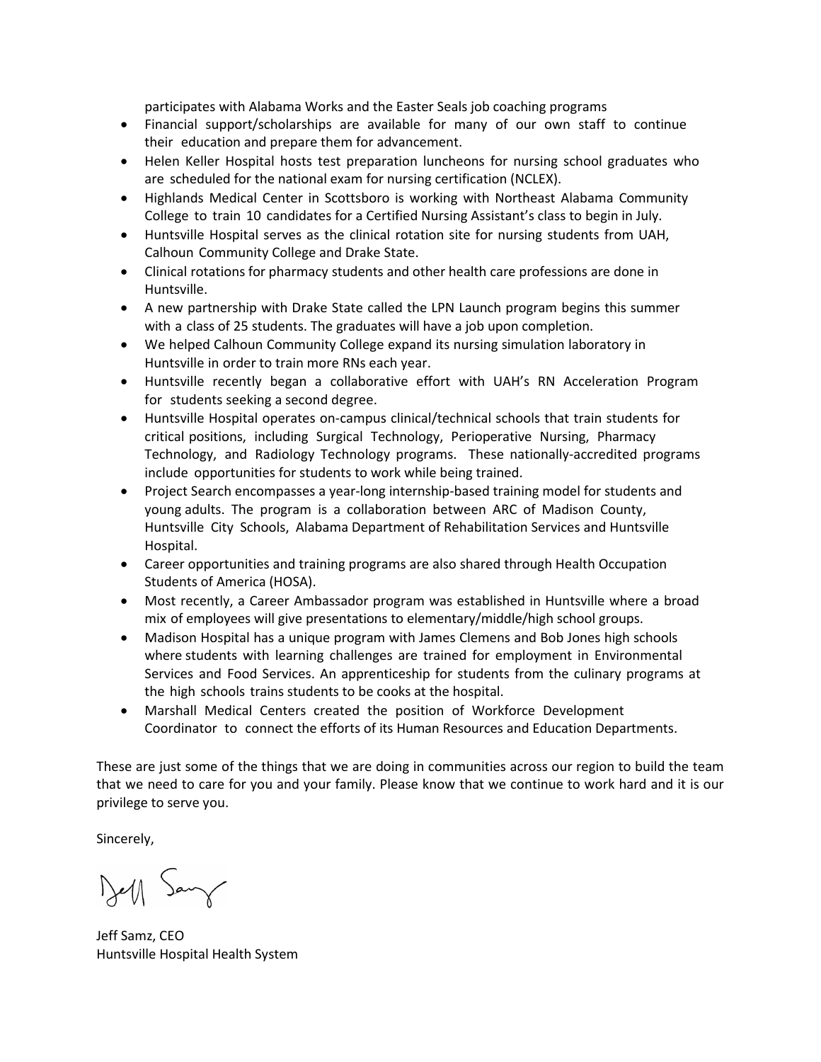participates with Alabama Works and the Easter Seals job coaching programs

- Financial support/scholarships are available for many of our own staff to continue their education and prepare them for advancement.
- Helen Keller Hospital hosts test preparation luncheons for nursing school graduates who are scheduled for the national exam for nursing certification (NCLEX).
- Highlands Medical Center in Scottsboro is working with Northeast Alabama Community College to train 10 candidates for a Certified Nursing Assistant's class to begin in July.
- Huntsville Hospital serves as the clinical rotation site for nursing students from UAH, Calhoun Community College and Drake State.
- Clinical rotations for pharmacy students and other health care professions are done in Huntsville.
- A new partnership with Drake State called the LPN Launch program begins this summer with a class of 25 students. The graduates will have a job upon completion.
- We helped Calhoun Community College expand its nursing simulation laboratory in Huntsville in order to train more RNs each year.
- Huntsville recently began a collaborative effort with UAH's RN Acceleration Program for students seeking a second degree.
- Huntsville Hospital operates on-campus clinical/technical schools that train students for critical positions, including Surgical Technology, Perioperative Nursing, Pharmacy Technology, and Radiology Technology programs. These nationally-accredited programs include opportunities for students to work while being trained.
- Project Search encompasses a year-long internship-based training model for students and young adults. The program is a collaboration between ARC of Madison County, Huntsville City Schools, Alabama Department of Rehabilitation Services and Huntsville Hospital.
- Career opportunities and training programs are also shared through Health Occupation Students of America (HOSA).
- Most recently, a Career Ambassador program was established in Huntsville where a broad mix of employees will give presentations to elementary/middle/high school groups.
- Madison Hospital has a unique program with James Clemens and Bob Jones high schools where students with learning challenges are trained for employment in Environmental Services and Food Services. An apprenticeship for students from the culinary programs at the high schools trains students to be cooks at the hospital.
- Marshall Medical Centers created the position of Workforce Development Coordinator to connect the efforts of its Human Resources and Education Departments.

These are just some of the things that we are doing in communities across our region to build the team that we need to care for you and your family. Please know that we continue to work hard and it is our privilege to serve you.

Sincerely,

Jeff Samz, CEO
Huntsville Hospital Health System